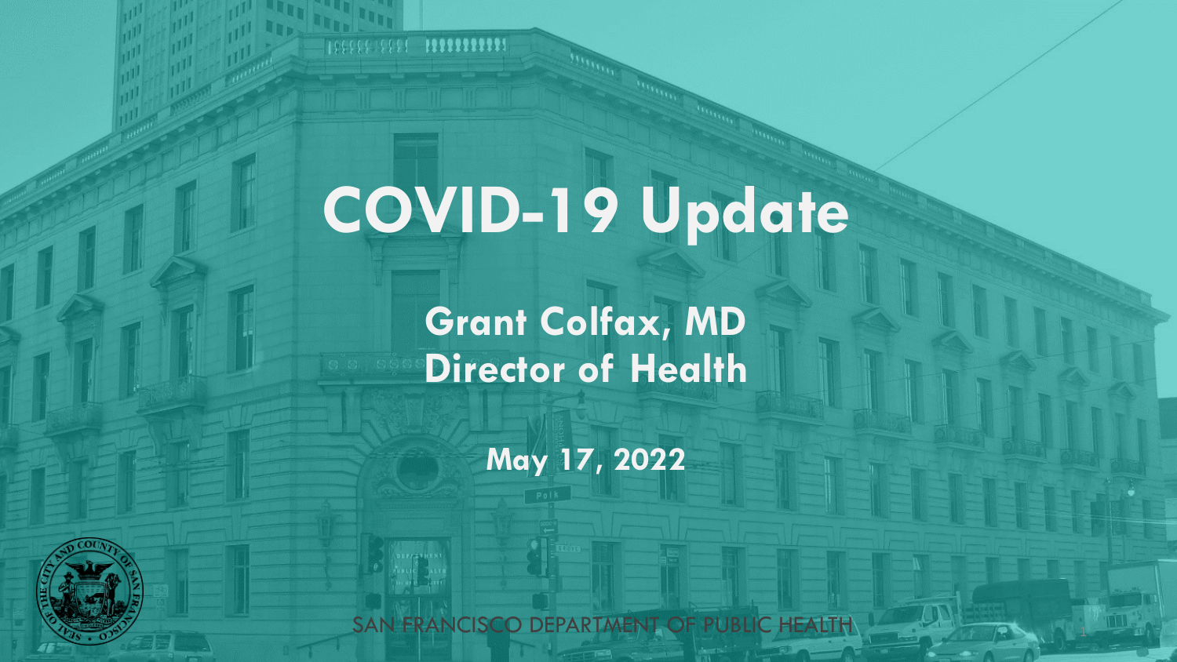# COVID-19 Update

**Grant Colfax, MD**
**Director of Health**

**May 17, 2022**

SAN FRANCISCO DEPARTMENT OF PUBLIC HEALTH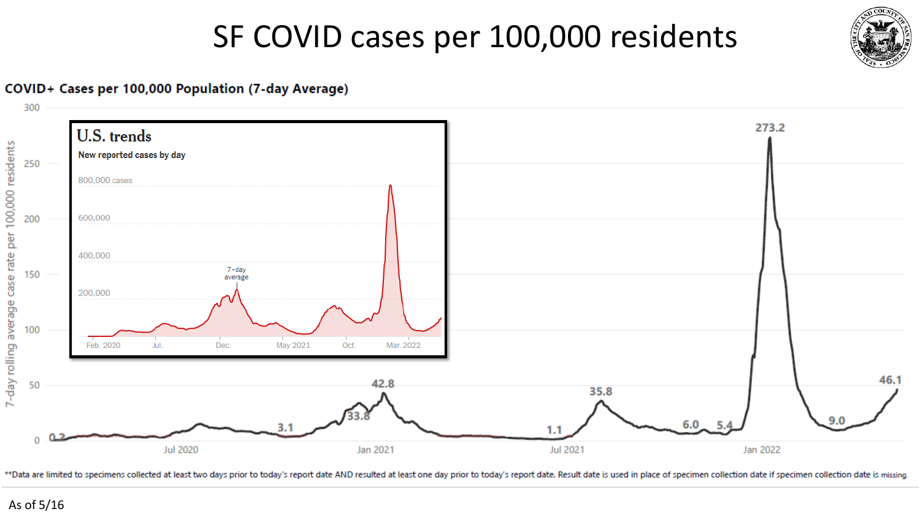# SF COVID cases per 100,000 residents

**COVID+ Cases per 100,000 Population (7-day Average)**

**U.S. trends**

New reported cases by day

7-day average

Feb. 2020 | Jul. | Dec. | May 2021 | Oct. | Mar. 2022

800,000 cases | 600,000 | 400,000 | 200,000

7-day rolling average case rate per 100,000 residents

0.2 | 3.1 | 33.8 | 42.8 | 1.1 | 35.8 | 6.0 | 5.4 | 273.2 | 9.0 | 46.1

Jul 2020 | Jan 2021 | Jul 2021 | Jan 2022

**Data are limited to specimens collected at least two days prior to today's report date AND resulted at least one day prior to today's report date. Result date is used in place of specimen collection date if specimen collection date is missing.

As of 5/16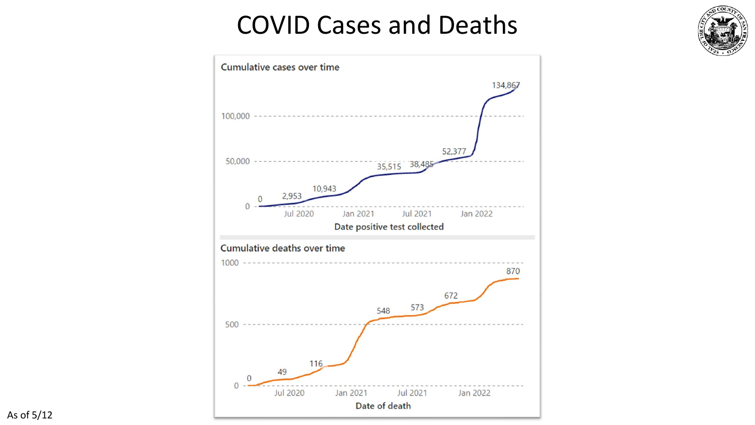# COVID Cases and Deaths

**Cumulative cases over time**

Data labels: 0, 2,953, 10,943, 35,515, 38,485, 52,377, 134,867

Y-axis: 0, 50,000, 100,000

X-axis: Jul 2020, Jan 2021, Jul 2021, Jan 2022

Date positive test collected

**Cumulative deaths over time**

Data labels: 0, 49, 116, 548, 573, 672, 870

Y-axis: 0, 500, 1000

X-axis: Jul 2020, Jan 2021, Jul 2021, Jan 2022

Date of death

As of 5/12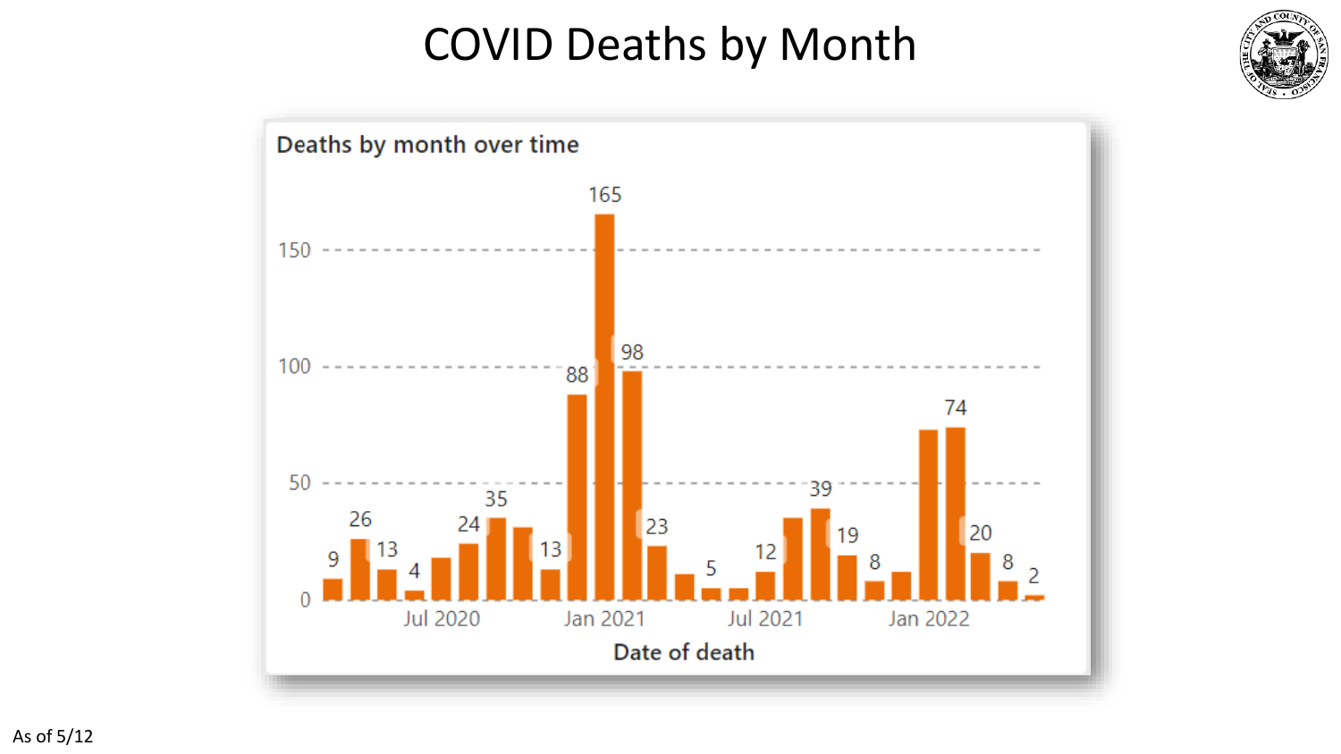# COVID Deaths by Month

**Deaths by month over time**

| Value |
|---|
| 9 |
| 26 |
| 13 |
| 4 |
| 24 |
| 35 |
| 13 |
| 88 |
| 165 |
| 98 |
| 23 |
| 5 |
| 12 |
| 39 |
| 19 |
| 8 |
| 74 |
| 20 |
| 8 |
| 2 |

Date of death

Jul 2020 · Jan 2021 · Jul 2021 · Jan 2022

As of 5/12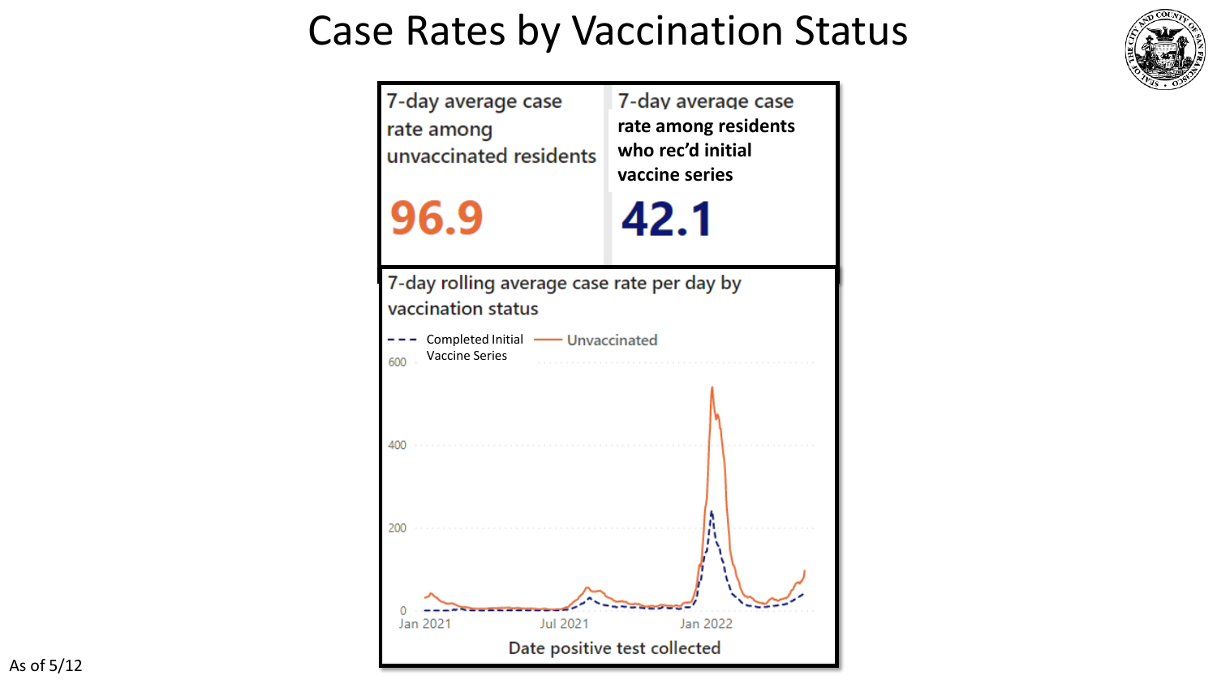# Case Rates by Vaccination Status

| 7-day average case rate among unvaccinated residents | 7-day average case rate among residents who rec'd initial vaccine series |
| --- | --- |
| **96.9** | **42.1** |

**7-day rolling average case rate per day by vaccination status**

Completed Initial Vaccine Series / Unvaccinated

600
400
200
0

Jan 2021 | Jul 2021 | Jan 2022

Date positive test collected

As of 5/12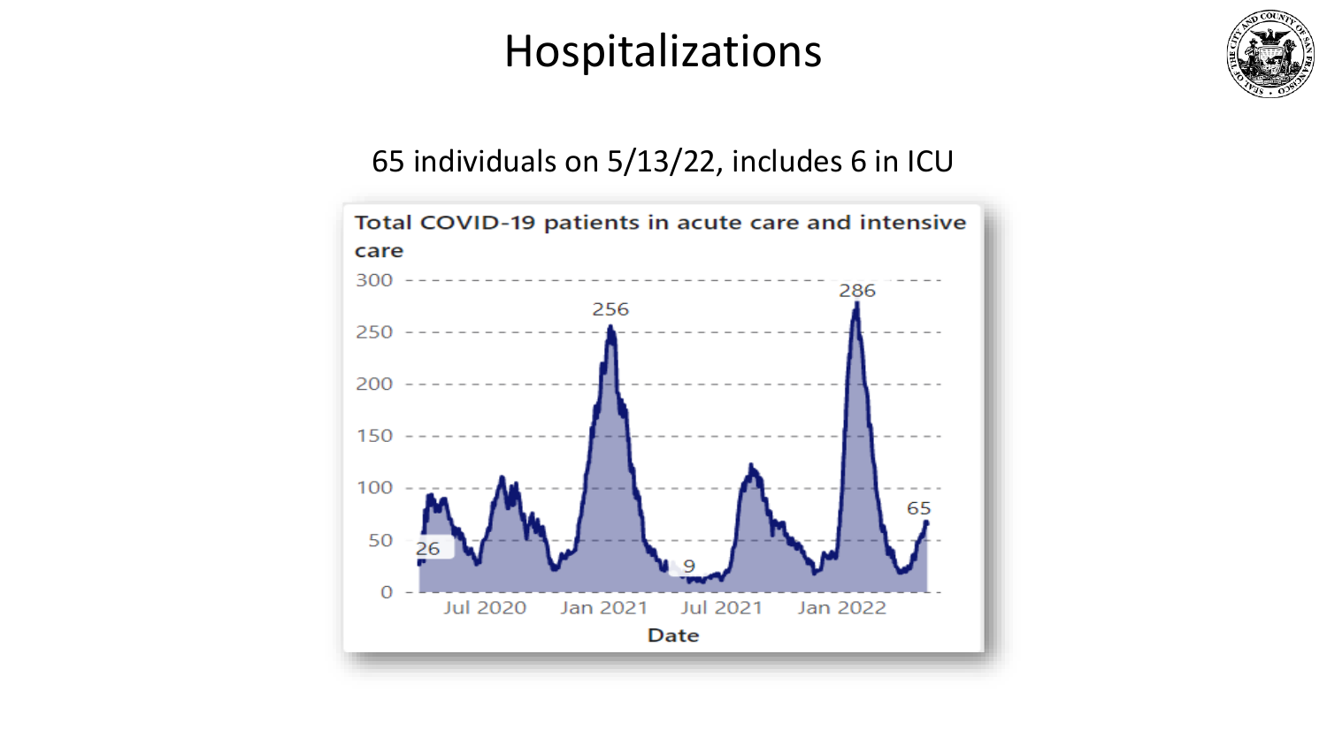# Hospitalizations

65 individuals on 5/13/22, includes 6 in ICU

**Total COVID-19 patients in acute care and intensive care**

300
250
200
150
100
50
0

256
286
26
9
65

Jul 2020 Jan 2021 Jul 2021 Jan 2022

**Date**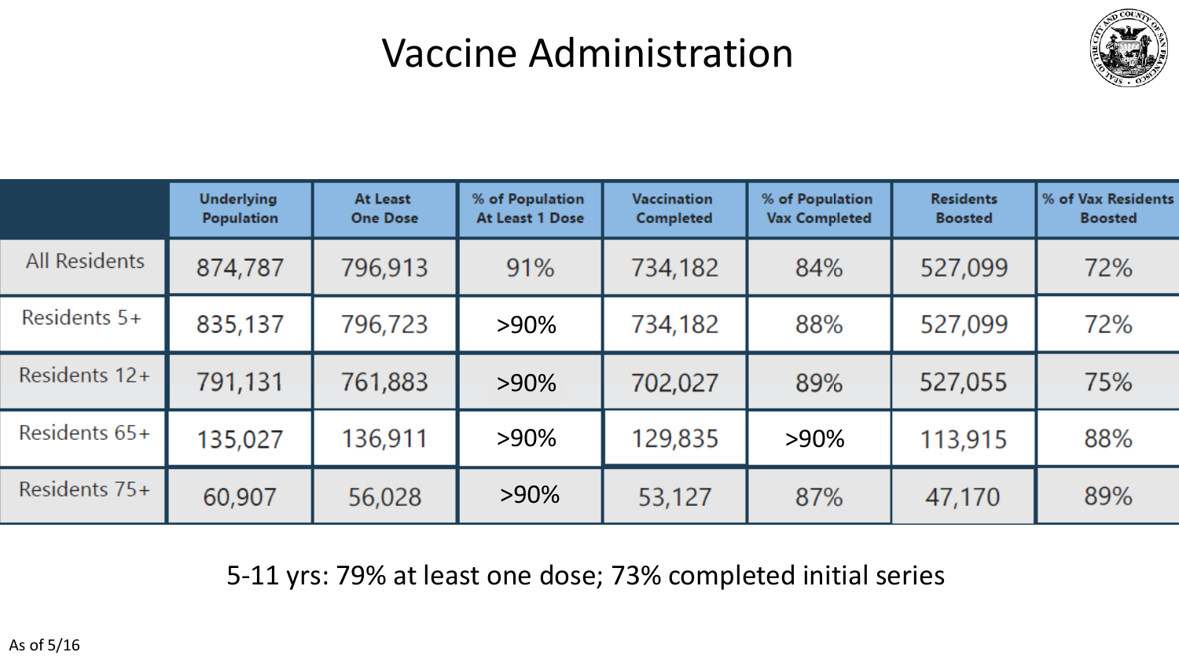# Vaccine Administration

| | Underlying Population | At Least One Dose | % of Population At Least 1 Dose | Vaccination Completed | % of Population Vax Completed | Residents Boosted | % of Vax Residents Boosted |
|---|---|---|---|---|---|---|---|
| All Residents | 874,787 | 796,913 | 91% | 734,182 | 84% | 527,099 | 72% |
| Residents 5+ | 835,137 | 796,723 | >90% | 734,182 | 88% | 527,099 | 72% |
| Residents 12+ | 791,131 | 761,883 | >90% | 702,027 | 89% | 527,055 | 75% |
| Residents 65+ | 135,027 | 136,911 | >90% | 129,835 | >90% | 113,915 | 88% |
| Residents 75+ | 60,907 | 56,028 | >90% | 53,127 | 87% | 47,170 | 89% |

5-11 yrs: 79% at least one dose; 73% completed initial series

As of 5/16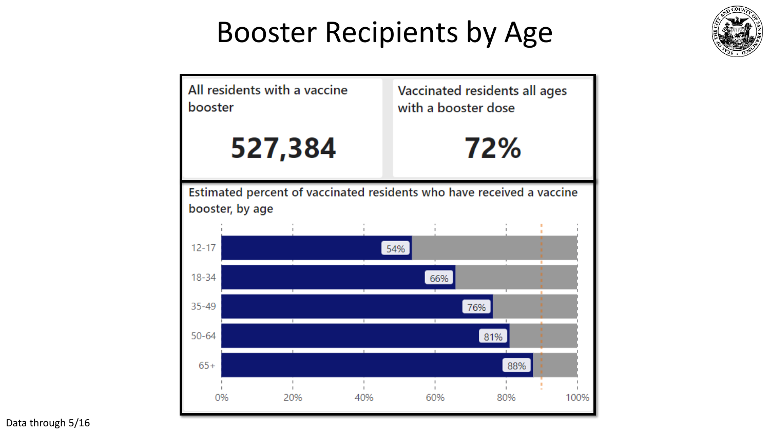# Booster Recipients by Age

| All residents with a vaccine booster | Vaccinated residents all ages with a booster dose |
| --- | --- |
| **527,384** | **72%** |

Estimated percent of vaccinated residents who have received a vaccine booster, by age

| Age | Percent |
| --- | --- |
| 12-17 | 54% |
| 18-34 | 66% |
| 35-49 | 76% |
| 50-64 | 81% |
| 65+ | 88% |

Data through 5/16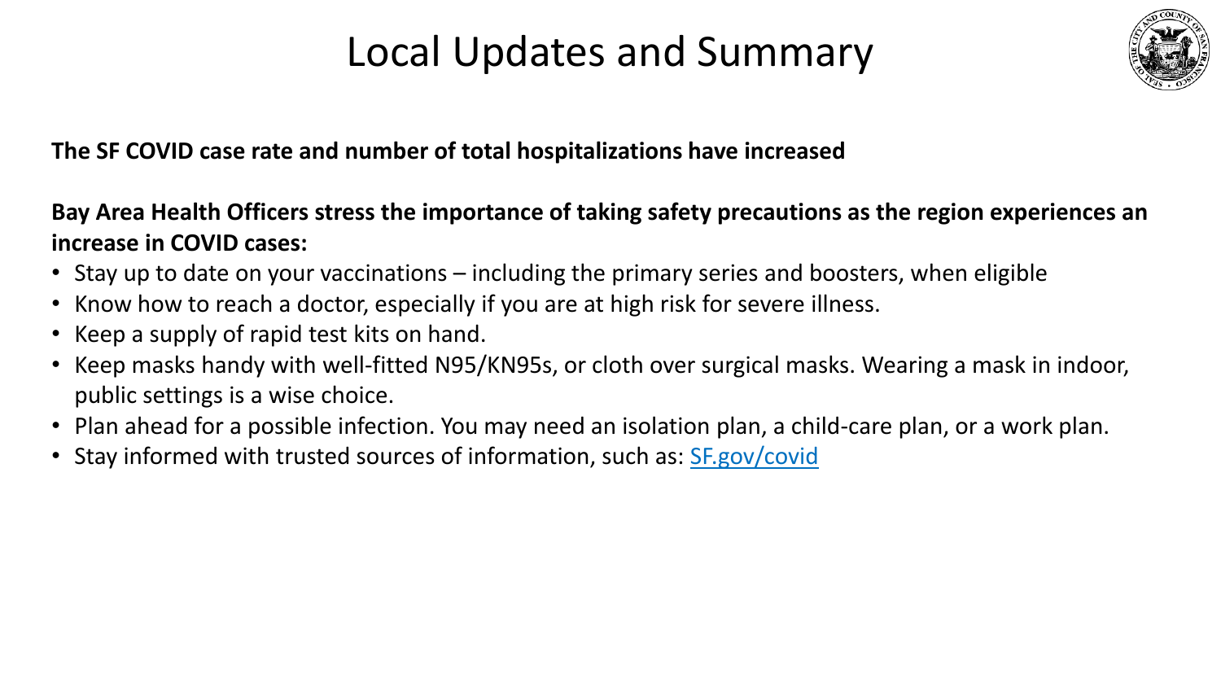# Local Updates and Summary

**The SF COVID case rate and number of total hospitalizations have increased**

**Bay Area Health Officers stress the importance of taking safety precautions as the region experiences an increase in COVID cases:**

- Stay up to date on your vaccinations – including the primary series and boosters, when eligible
- Know how to reach a doctor, especially if you are at high risk for severe illness.
- Keep a supply of rapid test kits on hand.
- Keep masks handy with well-fitted N95/KN95s, or cloth over surgical masks. Wearing a mask in indoor, public settings is a wise choice.
- Plan ahead for a possible infection. You may need an isolation plan, a child-care plan, or a work plan.
- Stay informed with trusted sources of information, such as: [SF.gov/covid](SF.gov/covid)